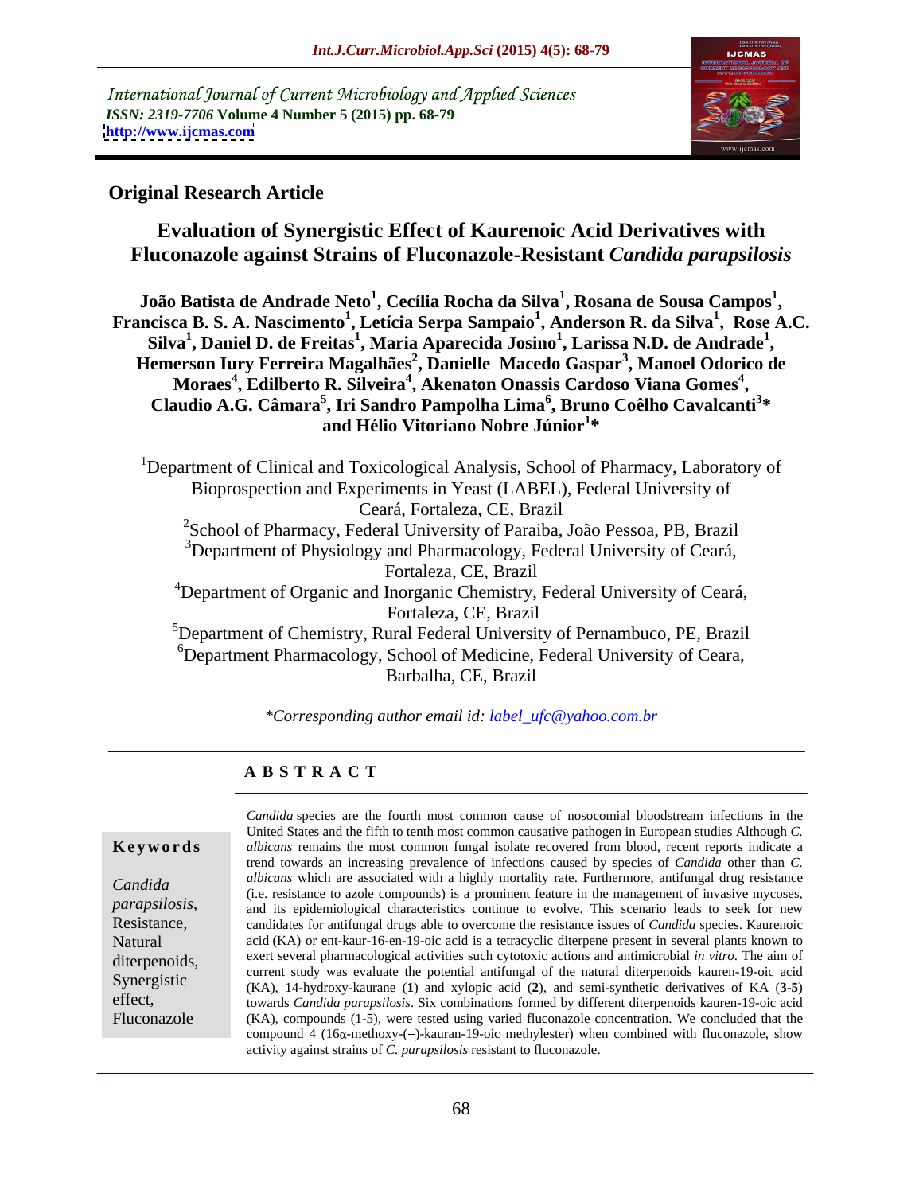International Journal of Current Microbiology and Applied Sciences
*ISSN: 2319-7706* Volume 4 Number 5 (2015) pp. 68-79
http://www.ijcmas.com

**Original Research Article**

# Evaluation of Synergistic Effect of Kaurenoic Acid Derivatives with Fluconazole against Strains of Fluconazole-Resistant *Candida parapsilosis*

**João Batista de Andrade Neto[1], Cecília Rocha da Silva[1], Rosana de Sousa Campos[1], Francisca B. S. A. Nascimento[1], Letícia Serpa Sampaio[1], Anderson R. da Silva[1], Rose A.C. Silva[1], Daniel D. de Freitas[1], Maria Aparecida Josino[1], Larissa N.D. de Andrade[1], Hemerson Iury Ferreira Magalhães[2], Danielle Macedo Gaspar[3], Manoel Odorico de Moraes[4], Edilberto R. Silveira[4], Akenaton Onassis Cardoso Viana Gomes[4], Claudio A.G. Câmara[5], Iri Sandro Pampolha Lima[6], Bruno Coêlho Cavalcanti[3]* and Hélio Vitoriano Nobre Júnior[1]***

[1]Department of Clinical and Toxicological Analysis, School of Pharmacy, Laboratory of Bioprospection and Experiments in Yeast (LABEL), Federal University of Ceará, Fortaleza, CE, Brazil

[2]School of Pharmacy, Federal University of Paraiba, João Pessoa, PB, Brazil

[3]Department of Physiology and Pharmacology, Federal University of Ceará, Fortaleza, CE, Brazil

[4]Department of Organic and Inorganic Chemistry, Federal University of Ceará, Fortaleza, CE, Brazil

[5]Department of Chemistry, Rural Federal University of Pernambuco, PE, Brazil

[6]Department Pharmacology, School of Medicine, Federal University of Ceara, Barbalha, CE, Brazil

*\*Corresponding author email id: label_ufc@yahoo.com.br*

## ABSTRACT

**Keywords**

*Candida parapsilosis*, Resistance, Natural diterpenoids, Synergistic effect, Fluconazole

*Candida* species are the fourth most common cause of nosocomial bloodstream infections in the United States and the fifth to tenth most common causative pathogen in European studies Although *C. albicans* remains the most common fungal isolate recovered from blood, recent reports indicate a trend towards an increasing prevalence of infections caused by species of *Candida* other than *C. albicans* which are associated with a highly mortality rate. Furthermore, antifungal drug resistance (i.e. resistance to azole compounds) is a prominent feature in the management of invasive mycoses, and its epidemiological characteristics continue to evolve. This scenario leads to seek for new candidates for antifungal drugs able to overcome the resistance issues of *Candida* species. Kaurenoic acid (KA) or ent-kaur-16-en-19-oic acid is a tetracyclic diterpene present in several plants known to exert several pharmacological activities such cytotoxic actions and antimicrobial *in vitro*. The aim of current study was evaluate the potential antifungal of the natural diterpenoids kauren-19-oic acid (KA), 14-hydroxy-kaurane (**1**) and xylopic acid (**2**), and semi-synthetic derivatives of KA (**3-5**) towards *Candida parapsilosis*. Six combinations formed by different diterpenoids kauren-19-oic acid (KA), compounds (1-5), were tested using varied fluconazole concentration. We concluded that the compound 4 (16α-methoxy-(−)-kauran-19-oic methylester) when combined with fluconazole, show activity against strains of *C. parapsilosis* resistant to fluconazole.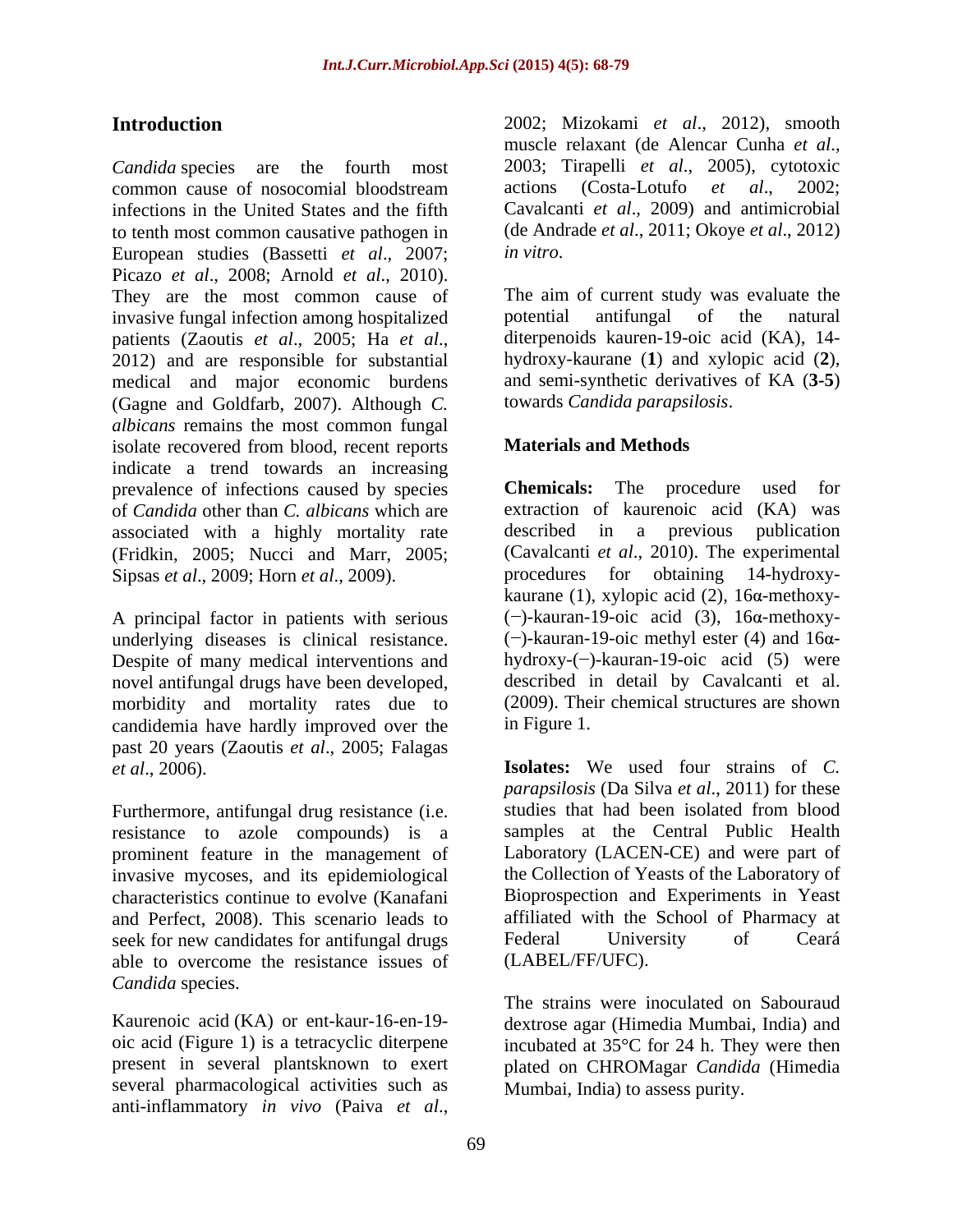## Introduction

*Candida* species are the fourth most common cause of nosocomial bloodstream infections in the United States and the fifth to tenth most common causative pathogen in European studies (Bassetti *et al*., 2007; Picazo *et al*., 2008; Arnold *et al*., 2010). They are the most common cause of invasive fungal infection among hospitalized patients (Zaoutis *et al*., 2005; Ha *et al*., 2012) and are responsible for substantial medical and major economic burdens (Gagne and Goldfarb, 2007). Although *C. albicans* remains the most common fungal isolate recovered from blood, recent reports indicate a trend towards an increasing prevalence of infections caused by species of *Candida* other than *C. albicans* which are associated with a highly mortality rate (Fridkin, 2005; Nucci and Marr, 2005; Sipsas *et al*., 2009; Horn *et al*., 2009).

A principal factor in patients with serious underlying diseases is clinical resistance. Despite of many medical interventions and novel antifungal drugs have been developed, morbidity and mortality rates due to candidemia have hardly improved over the past 20 years (Zaoutis *et al*., 2005; Falagas *et al*., 2006).

Furthermore, antifungal drug resistance (i.e. resistance to azole compounds) is a prominent feature in the management of invasive mycoses, and its epidemiological characteristics continue to evolve (Kanafani and Perfect, 2008). This scenario leads to seek for new candidates for antifungal drugs able to overcome the resistance issues of *Candida* species.

Kaurenoic acid (KA) or ent-kaur-16-en-19-oic acid (Figure 1) is a tetracyclic diterpene present in several plantsknown to exert several pharmacological activities such as anti-inflammatory *in vivo* (Paiva *et al*., 2002; Mizokami *et al*., 2012), smooth muscle relaxant (de Alencar Cunha *et al*., 2003; Tirapelli *et al*., 2005), cytotoxic actions (Costa-Lotufo *et al*., 2002; Cavalcanti *et al*., 2009) and antimicrobial (de Andrade *et al*., 2011; Okoye *et al*., 2012) *in vitro*.

The aim of current study was evaluate the potential antifungal of the natural diterpenoids kauren-19-oic acid (KA), 14-hydroxy-kaurane (**1**) and xylopic acid (**2**), and semi-synthetic derivatives of KA (**3-5**) towards *Candida parapsilosis*.

## Materials and Methods

**Chemicals:** The procedure used for extraction of kaurenoic acid (KA) was described in a previous publication (Cavalcanti *et al*., 2010). The experimental procedures for obtaining 14-hydroxy-kaurane (1), xylopic acid (2), 16α-methoxy-(−)-kauran-19-oic acid (3), 16α-methoxy-(−)-kauran-19-oic methyl ester (4) and 16α-hydroxy-(−)-kauran-19-oic acid (5) were described in detail by Cavalcanti et al. (2009). Their chemical structures are shown in Figure 1.

**Isolates:** We used four strains of *C. parapsilosis* (Da Silva *et al*., 2011) for these studies that had been isolated from blood samples at the Central Public Health Laboratory (LACEN-CE) and were part of the Collection of Yeasts of the Laboratory of Bioprospection and Experiments in Yeast affiliated with the School of Pharmacy at Federal University of Ceará (LABEL/FF/UFC).

The strains were inoculated on Sabouraud dextrose agar (Himedia Mumbai, India) and incubated at 35°C for 24 h. They were then plated on CHROMagar *Candida* (Himedia Mumbai, India) to assess purity.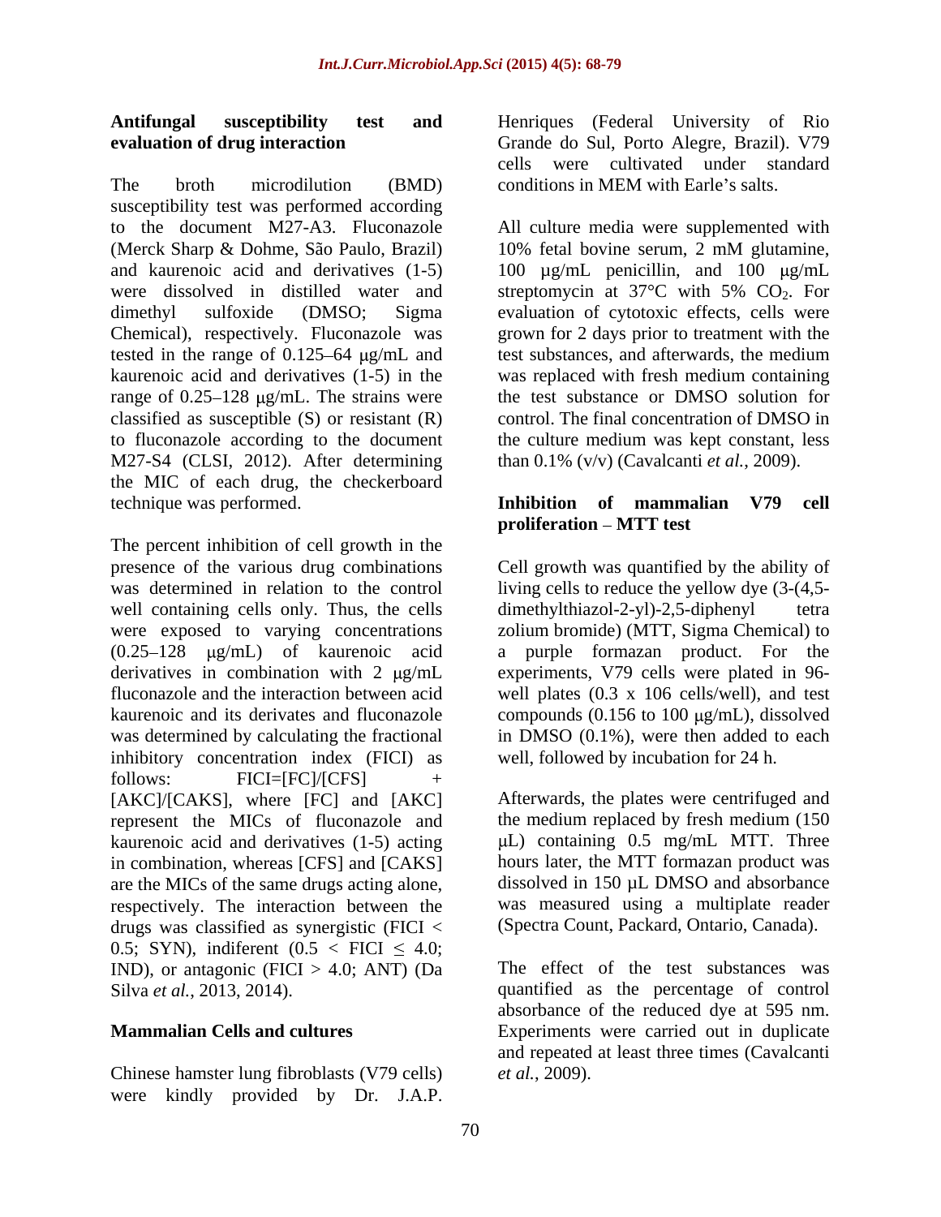### Antifungal susceptibility test and evaluation of drug interaction

The broth microdilution (BMD) susceptibility test was performed according to the document M27-A3. Fluconazole (Merck Sharp & Dohme, São Paulo, Brazil) and kaurenoic acid and derivatives (1-5) were dissolved in distilled water and dimethyl sulfoxide (DMSO; Sigma Chemical), respectively. Fluconazole was tested in the range of 0.125–64 μg/mL and kaurenoic acid and derivatives (1-5) in the range of 0.25–128 μg/mL. The strains were classified as susceptible (S) or resistant (R) to fluconazole according to the document M27-S4 (CLSI, 2012). After determining the MIC of each drug, the checkerboard technique was performed.

The percent inhibition of cell growth in the presence of the various drug combinations was determined in relation to the control well containing cells only. Thus, the cells were exposed to varying concentrations (0.25–128 μg/mL) of kaurenoic acid derivatives in combination with 2 μg/mL fluconazole and the interaction between acid kaurenoic and its derivates and fluconazole was determined by calculating the fractional inhibitory concentration index (FICI) as follows: FICI=[FC]/[CFS] + [AKC]/[CAKS], where [FC] and [AKC] represent the MICs of fluconazole and kaurenoic acid and derivatives (1-5) acting in combination, whereas [CFS] and [CAKS] are the MICs of the same drugs acting alone, respectively. The interaction between the drugs was classified as synergistic (FICI $< 0.5$; SYN), indiferent ($0.5 < \text{FICI} \leq 4.0$; IND), or antagonic (FICI $> 4.0$; ANT) (Da Silva *et al.*, 2013, 2014).

### Mammalian Cells and cultures

Chinese hamster lung fibroblasts (V79 cells) were kindly provided by Dr. J.A.P. Henriques (Federal University of Rio Grande do Sul, Porto Alegre, Brazil). V79 cells were cultivated under standard conditions in MEM with Earle's salts.

All culture media were supplemented with 10% fetal bovine serum, 2 mM glutamine, 100 μg/mL penicillin, and 100 μg/mL streptomycin at 37°C with 5% $CO_2$. For evaluation of cytotoxic effects, cells were grown for 2 days prior to treatment with the test substances, and afterwards, the medium was replaced with fresh medium containing the test substance or DMSO solution for control. The final concentration of DMSO in the culture medium was kept constant, less than 0.1% (v/v) (Cavalcanti *et al.*, 2009).

### Inhibition of mammalian V79 cell proliferation – MTT test

Cell growth was quantified by the ability of living cells to reduce the yellow dye (3-(4,5-dimethylthiazol-2-yl)-2,5-diphenyl tetra zolium bromide) (MTT, Sigma Chemical) to a purple formazan product. For the experiments, V79 cells were plated in 96-well plates (0.3 x 106 cells/well), and test compounds (0.156 to 100 μg/mL), dissolved in DMSO (0.1%), were then added to each well, followed by incubation for 24 h.

Afterwards, the plates were centrifuged and the medium replaced by fresh medium (150 μL) containing 0.5 mg/mL MTT. Three hours later, the MTT formazan product was dissolved in 150 μL DMSO and absorbance was measured using a multiplate reader (Spectra Count, Packard, Ontario, Canada).

The effect of the test substances was quantified as the percentage of control absorbance of the reduced dye at 595 nm. Experiments were carried out in duplicate and repeated at least three times (Cavalcanti *et al.*, 2009).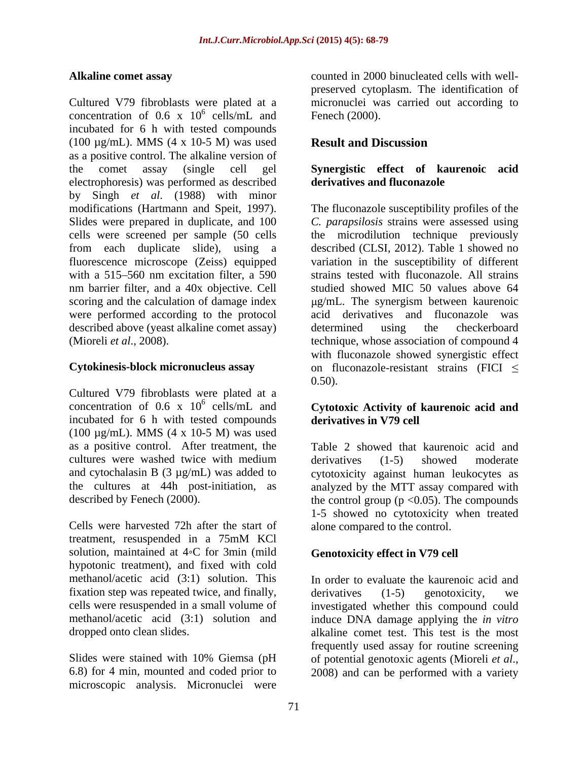### Alkaline comet assay

Cultured V79 fibroblasts were plated at a concentration of $0.6 \times 10^6$ cells/mL and incubated for 6 h with tested compounds (100 µg/mL). MMS (4 x 10-5 M) was used as a positive control. The alkaline version of the comet assay (single cell gel electrophoresis) was performed as described by Singh *et al*. (1988) with minor modifications (Hartmann and Speit, 1997). Slides were prepared in duplicate, and 100 cells were screened per sample (50 cells from each duplicate slide), using a fluorescence microscope (Zeiss) equipped with a 515–560 nm excitation filter, a 590 nm barrier filter, and a 40x objective. Cell scoring and the calculation of damage index were performed according to the protocol described above (yeast alkaline comet assay) (Mioreli *et al*., 2008).

### Cytokinesis-block micronucleus assay

Cultured V79 fibroblasts were plated at a concentration of $0.6 \times 10^6$ cells/mL and incubated for 6 h with tested compounds (100 µg/mL). MMS (4 x 10-5 M) was used as a positive control. After treatment, the cultures were washed twice with medium and cytochalasin B (3 µg/mL) was added to the cultures at 44h post-initiation, as described by Fenech (2000).

Cells were harvested 72h after the start of treatment, resuspended in a 75mM KCl solution, maintained at 4∘C for 3min (mild hypotonic treatment), and fixed with cold methanol/acetic acid (3:1) solution. This fixation step was repeated twice, and finally, cells were resuspended in a small volume of methanol/acetic acid (3:1) solution and dropped onto clean slides.

Slides were stained with 10% Giemsa (pH 6.8) for 4 min, mounted and coded prior to microscopic analysis. Micronuclei were counted in 2000 binucleated cells with well-preserved cytoplasm. The identification of micronuclei was carried out according to Fenech (2000).

## Result and Discussion

### Synergistic effect of kaurenoic acid derivatives and fluconazole

The fluconazole susceptibility profiles of the *C. parapsilosis* strains were assessed using the microdilution technique previously described (CLSI, 2012). Table 1 showed no variation in the susceptibility of different strains tested with fluconazole. All strains studied showed MIC 50 values above 64 µg/mL. The synergism between kaurenoic acid derivatives and fluconazole was determined using the checkerboard technique, whose association of compound 4 with fluconazole showed synergistic effect on fluconazole-resistant strains (FICI $\leq$ 0.50).

### Cytotoxic Activity of kaurenoic acid and derivatives in V79 cell

Table 2 showed that kaurenoic acid and derivatives (1-5) showed moderate cytotoxicity against human leukocytes as analyzed by the MTT assay compared with the control group ($p < 0.05$). The compounds 1-5 showed no cytotoxicity when treated alone compared to the control.

### Genotoxicity effect in V79 cell

In order to evaluate the kaurenoic acid and derivatives (1-5) genotoxicity, we investigated whether this compound could induce DNA damage applying the *in vitro* alkaline comet test. This test is the most frequently used assay for routine screening of potential genotoxic agents (Mioreli *et al*., 2008) and can be performed with a variety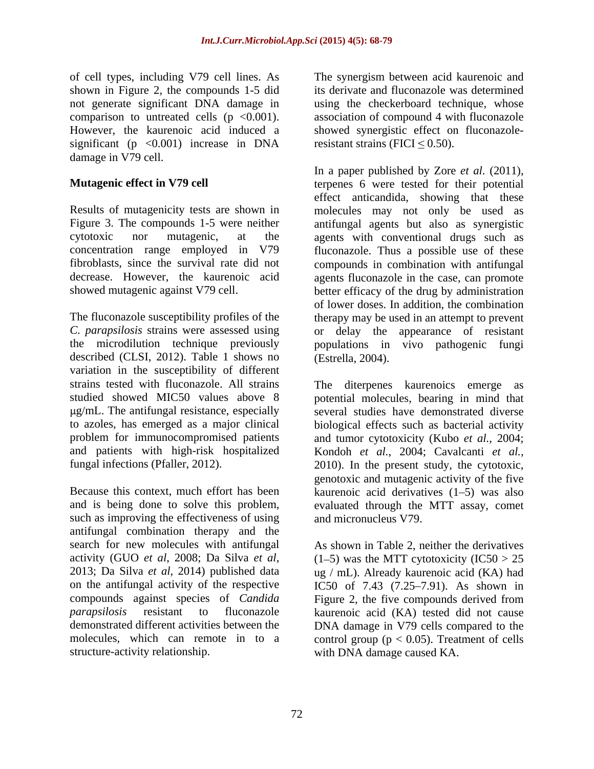of cell types, including V79 cell lines. As shown in Figure 2, the compounds 1-5 did not generate significant DNA damage in comparison to untreated cells ($p < 0.001$). However, the kaurenoic acid induced a significant ($p < 0.001$) increase in DNA damage in V79 cell.

**Mutagenic effect in V79 cell**

Results of mutagenicity tests are shown in Figure 3. The compounds 1-5 were neither cytotoxic nor mutagenic, at the concentration range employed in V79 fibroblasts, since the survival rate did not decrease. However, the kaurenoic acid showed mutagenic against V79 cell.

The fluconazole susceptibility profiles of the *C. parapsilosis* strains were assessed using the microdilution technique previously described (CLSI, 2012). Table 1 shows no variation in the susceptibility of different strains tested with fluconazole. All strains studied showed MIC50 values above 8 μg/mL. The antifungal resistance, especially to azoles, has emerged as a major clinical problem for immunocompromised patients and patients with high-risk hospitalized fungal infections (Pfaller, 2012).

Because this context, much effort has been and is being done to solve this problem, such as improving the effectiveness of using antifungal combination therapy and the search for new molecules with antifungal activity (GUO *et al*, 2008; Da Silva *et al*, 2013; Da Silva *et al*, 2014) published data on the antifungal activity of the respective compounds against species of *Candida parapsilosis* resistant to fluconazole demonstrated different activities between the molecules, which can remote in to a structure-activity relationship.

The synergism between acid kaurenoic and its derivate and fluconazole was determined using the checkerboard technique, whose association of compound 4 with fluconazole showed synergistic effect on fluconazole-resistant strains (FICI $\leq 0.50$).

In a paper published by Zore *et al*. (2011), terpenes 6 were tested for their potential effect anticandida, showing that these molecules may not only be used as antifungal agents but also as synergistic agents with conventional drugs such as fluconazole. Thus a possible use of these compounds in combination with antifungal agents fluconazole in the case, can promote better efficacy of the drug by administration of lower doses. In addition, the combination therapy may be used in an attempt to prevent or delay the appearance of resistant populations in vivo pathogenic fungi (Estrella, 2004).

The diterpenes kaurenoics emerge as potential molecules, bearing in mind that several studies have demonstrated diverse biological effects such as bacterial activity and tumor cytotoxicity (Kubo *et al.*, 2004; Kondoh *et al.*, 2004; Cavalcanti *et al.*, 2010). In the present study, the cytotoxic, genotoxic and mutagenic activity of the five kaurenoic acid derivatives (1–5) was also evaluated through the MTT assay, comet and micronucleus V79.

As shown in Table 2, neither the derivatives (1–5) was the MTT cytotoxicity (IC50 > 25 ug / mL). Already kaurenoic acid (KA) had IC50 of 7.43 (7.25–7.91). As shown in Figure 2, the five compounds derived from kaurenoic acid (KA) tested did not cause DNA damage in V79 cells compared to the control group ($p < 0.05$). Treatment of cells with DNA damage caused KA.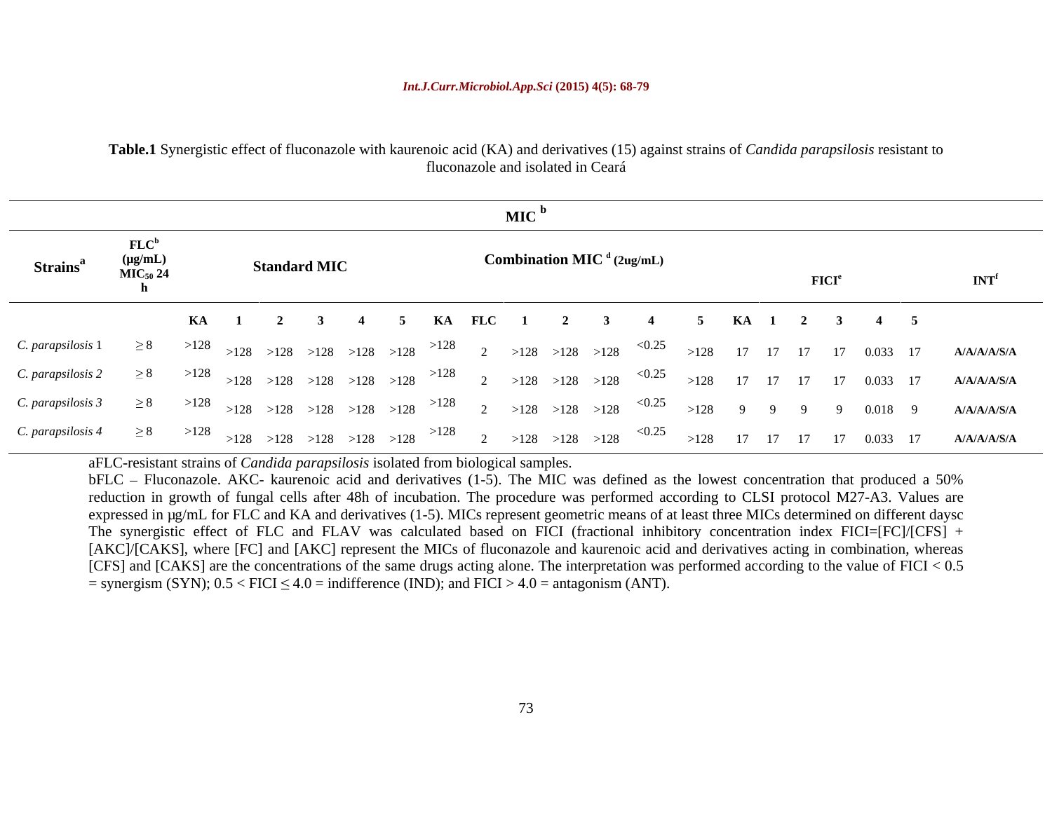**Table.1** Synergistic effect of fluconazole with kaurenoic acid (KA) and derivatives (15) against strains of *Candida parapsilosis* resistant to fluconazole and isolated in Ceará

| | | MIC [b] | | | | | | | | | | | | | | | | | | | | | |
|---|---|---|---|---|---|---|---|---|---|---|---|---|---|---|---|---|---|---|---|---|---|---|---|
| **Strains[a]** | **FLC[b] (µg/mL) $MIC_{50}$ 24 h** | **Standard MIC** | | | | | | **Combination MIC [d] (2ug/mL)** | | | | | | | | **FICI[e]** | | | | | | **INT[f]** |
| | | **KA** | **1** | **2** | **3** | **4** | **5** | **KA** | **FLC** | **1** | **2** | **3** | **4** | **5** | **KA** | **1** | **2** | **3** | **4** | **5** | | |
| *C. parapsilosis* 1 | ≥ 8 | >128 | >128 | >128 | >128 | >128 | >128 | >128 | 2 | >128 | >128 | >128 | <0.25 | >128 | 17 | 17 | 17 | 17 | 0.033 | 17 | | **A/A/A/A/S/A** |
| *C. parapsilosis* 2 | ≥ 8 | >128 | >128 | >128 | >128 | >128 | >128 | >128 | 2 | >128 | >128 | >128 | <0.25 | >128 | 17 | 17 | 17 | 17 | 0.033 | 17 | | **A/A/A/A/S/A** |
| *C. parapsilosis* 3 | ≥ 8 | >128 | >128 | >128 | >128 | >128 | >128 | >128 | 2 | >128 | >128 | >128 | <0.25 | >128 | 9 | 9 | 9 | 9 | 0.018 | 9 | | **A/A/A/A/S/A** |
| *C. parapsilosis* 4 | ≥ 8 | >128 | >128 | >128 | >128 | >128 | >128 | >128 | 2 | >128 | >128 | >128 | <0.25 | >128 | 17 | 17 | 17 | 17 | 0.033 | 17 | | **A/A/A/A/S/A** |

aFLC-resistant strains of *Candida parapsilosis* isolated from biological samples.

bFLC – Fluconazole. AKC- kaurenoic acid and derivatives (1-5). The MIC was defined as the lowest concentration that produced a 50% reduction in growth of fungal cells after 48h of incubation. The procedure was performed according to CLSI protocol M27-A3. Values are expressed in µg/mL for FLC and KA and derivatives (1-5). MICs represent geometric means of at least three MICs determined on different daysc The synergistic effect of FLC and FLAV was calculated based on FICI (fractional inhibitory concentration index FICI=[FC]/[CFS] + [AKC]/[CAKS], where [FC] and [AKC] represent the MICs of fluconazole and kaurenoic acid and derivatives acting in combination, whereas [CFS] and [CAKS] are the concentrations of the same drugs acting alone. The interpretation was performed according to the value of FICI < 0.5 = synergism (SYN); 0.5 < FICI ≤ 4.0 = indifference (IND); and FICI > 4.0 = antagonism (ANT).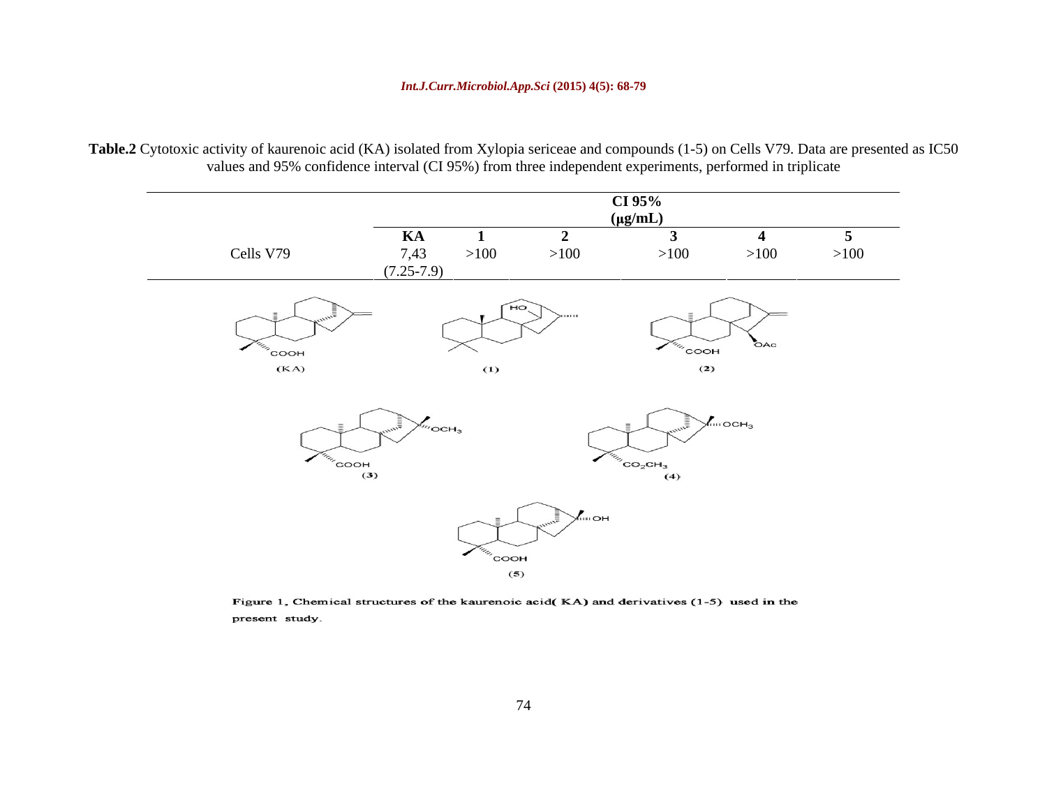**Table.2** Cytotoxic activity of kaurenoic acid (KA) isolated from Xylopia sericeae and compounds (1-5) on Cells V79. Data are presented as IC50 values and 95% confidence interval (CI 95%) from three independent experiments, performed in triplicate

| | CI 95% (μg/mL) | | | | | |
|---|---|---|---|---|---|---|
| | **KA** | **1** | **2** | **3** | **4** | **5** |
| Cells V79 | 7,43 (7.25-7.9) | >100 | >100 | >100 | >100 | >100 |

**Figure 1.** Chemical structures of the kaurenoic acid( KA) and derivatives (1-5) used in the present study.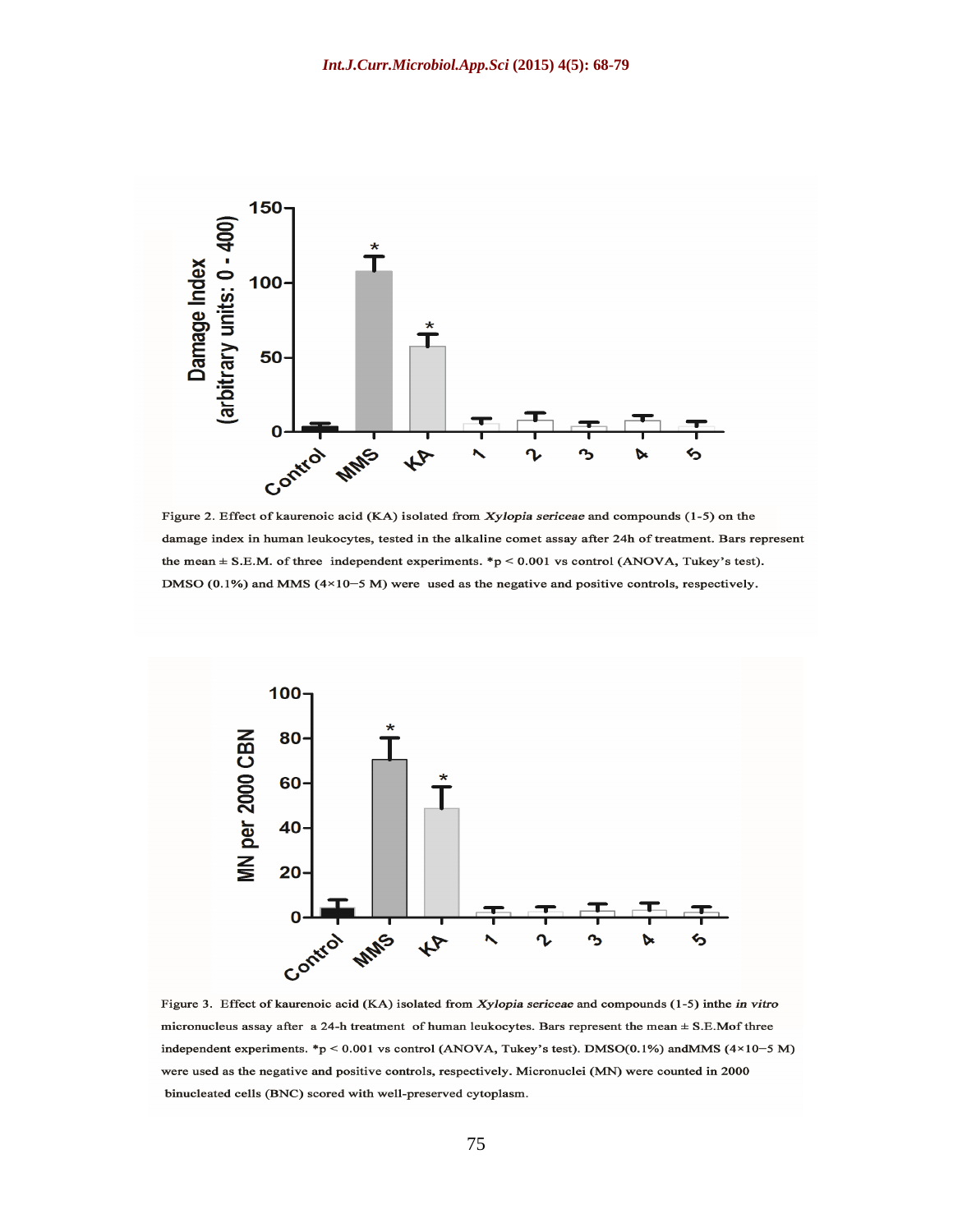Figure 2. Effect of kaurenoic acid (KA) isolated from *Xylopia sericeae* and compounds (1-5) on the damage index in human leukocytes, tested in the alkaline comet assay after 24h of treatment. Bars represent the mean ± S.E.M. of three independent experiments. *p < 0.001 vs control (ANOVA, Tukey's test). DMSO (0.1%) and MMS ($4\times10^{-5}$ M) were used as the negative and positive controls, respectively.

Figure 3. Effect of kaurenoic acid (KA) isolated from *Xylopia sericeae* and compounds (1-5) inthe *in vitro* micronucleus assay after a 24-h treatment of human leukocytes. Bars represent the mean ± S.E.Mof three independent experiments. *p < 0.001 vs control (ANOVA, Tukey's test). DMSO(0.1%) andMMS ($4\times10^{-5}$ M) were used as the negative and positive controls, respectively. Micronuclei (MN) were counted in 2000 binucleated cells (BNC) scored with well-preserved cytoplasm.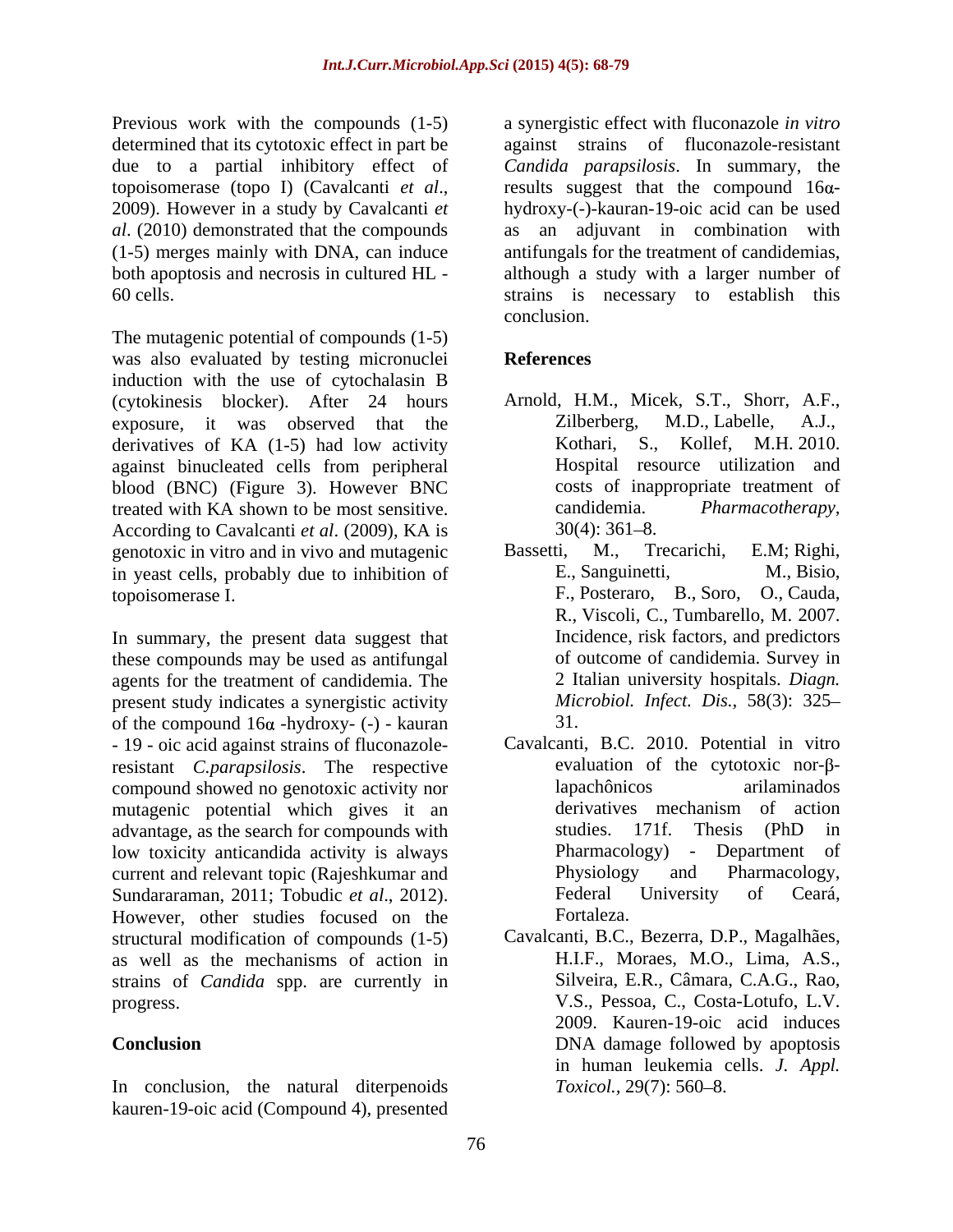Previous work with the compounds (1-5) determined that its cytotoxic effect in part be due to a partial inhibitory effect of topoisomerase (topo I) (Cavalcanti *et al*., 2009). However in a study by Cavalcanti *et al*. (2010) demonstrated that the compounds (1-5) merges mainly with DNA, can induce both apoptosis and necrosis in cultured HL - 60 cells.

The mutagenic potential of compounds (1-5) was also evaluated by testing micronuclei induction with the use of cytochalasin B (cytokinesis blocker). After 24 hours exposure, it was observed that the derivatives of KA (1-5) had low activity against binucleated cells from peripheral blood (BNC) (Figure 3). However BNC treated with KA shown to be most sensitive. According to Cavalcanti *et al*. (2009), KA is genotoxic in vitro and in vivo and mutagenic in yeast cells, probably due to inhibition of topoisomerase I.

In summary, the present data suggest that these compounds may be used as antifungal agents for the treatment of candidemia. The present study indicates a synergistic activity of the compound 16$\alpha$ -hydroxy- (-) - kauran - 19 - oic acid against strains of fluconazole-resistant *C.parapsilosis*. The respective compound showed no genotoxic activity nor mutagenic potential which gives it an advantage, as the search for compounds with low toxicity anticandida activity is always current and relevant topic (Rajeshkumar and Sundararaman, 2011; Tobudic *et al*., 2012). However, other studies focused on the structural modification of compounds (1-5) as well as the mechanisms of action in strains of *Candida* spp. are currently in progress.

## Conclusion

In conclusion, the natural diterpenoids kauren-19-oic acid (Compound 4), presented a synergistic effect with fluconazole *in vitro* against strains of fluconazole-resistant *Candida parapsilosis*. In summary, the results suggest that the compound 16$\alpha$-hydroxy-(-)-kauran-19-oic acid can be used as an adjuvant in combination with antifungals for the treatment of candidemias, although a study with a larger number of strains is necessary to establish this conclusion.

## References

Arnold, H.M., Micek, S.T., Shorr, A.F., Zilberberg, M.D., Labelle, A.J., Kothari, S., Kollef, M.H. 2010. Hospital resource utilization and costs of inappropriate treatment of candidemia. *Pharmacotherapy,* 30(4): 361–8.

Bassetti, M., Trecarichi, E.M; Righi, E., Sanguinetti, M., Bisio, F., Posteraro, B., Soro, O., Cauda, R., Viscoli, C., Tumbarello, M. 2007. Incidence, risk factors, and predictors of outcome of candidemia. Survey in 2 Italian university hospitals. *Diagn. Microbiol. Infect. Dis.,* 58(3): 325–31.

Cavalcanti, B.C. 2010. Potential in vitro evaluation of the cytotoxic nor-β-lapachônicos arilaminados derivatives mechanism of action studies. 171f. Thesis (PhD in Pharmacology) - Department of Physiology and Pharmacology, Federal University of Ceará, Fortaleza.

Cavalcanti, B.C., Bezerra, D.P., Magalhães, H.I.F., Moraes, M.O., Lima, A.S., Silveira, E.R., Câmara, C.A.G., Rao, V.S., Pessoa, C., Costa-Lotufo, L.V. 2009. Kauren-19-oic acid induces DNA damage followed by apoptosis in human leukemia cells. *J. Appl. Toxicol.,* 29(7): 560–8.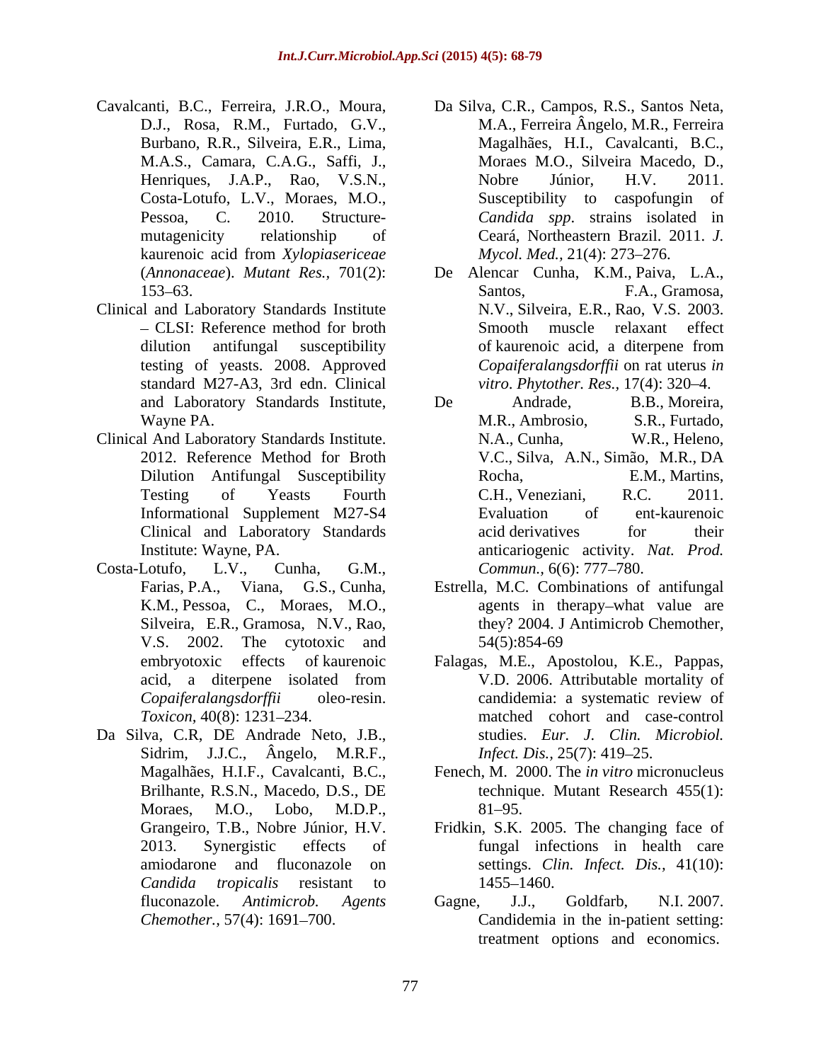Cavalcanti, B.C., Ferreira, J.R.O., Moura, D.J., Rosa, R.M., Furtado, G.V., Burbano, R.R., Silveira, E.R., Lima, M.A.S., Camara, C.A.G., Saffi, J., Henriques, J.A.P., Rao, V.S.N., Costa-Lotufo, L.V., Moraes, M.O., Pessoa, C. 2010. Structure-mutagenicity relationship of kaurenoic acid from *Xylopiasericeae* (*Annonaceae*). *Mutant Res.,* 701(2): 153–63.

Clinical and Laboratory Standards Institute – CLSI: Reference method for broth dilution antifungal susceptibility testing of yeasts. 2008. Approved standard M27-A3, 3rd edn. Clinical and Laboratory Standards Institute, Wayne PA.

Clinical And Laboratory Standards Institute. 2012. Reference Method for Broth Dilution Antifungal Susceptibility Testing of Yeasts Fourth Informational Supplement M27-S4 Clinical and Laboratory Standards Institute: Wayne, PA.

Costa-Lotufo, L.V., Cunha, G.M., Farias, P.A., Viana, G.S., Cunha, K.M., Pessoa, C., Moraes, M.O., Silveira, E.R., Gramosa, N.V., Rao, V.S. 2002. The cytotoxic and embryotoxic effects of kaurenoic acid, a diterpene isolated from *Copaiferalangsdorffii* oleo-resin. *Toxicon,* 40(8): 1231–234.

Da Silva, C.R, DE Andrade Neto, J.B., Sidrim, J.J.C., Ângelo, M.R.F., Magalhães, H.I.F., Cavalcanti, B.C., Brilhante, R.S.N., Macedo, D.S., DE Moraes, M.O., Lobo, M.D.P., Grangeiro, T.B., Nobre Júnior, H.V. 2013. Synergistic effects of amiodarone and fluconazole on *Candida tropicalis* resistant to fluconazole. *Antimicrob. Agents Chemother.,* 57(4): 1691–700.

Da Silva, C.R., Campos, R.S., Santos Neta, M.A., Ferreira Ângelo, M.R., Ferreira Magalhães, H.I., Cavalcanti, B.C., Moraes M.O., Silveira Macedo, D., Nobre Júnior, H.V. 2011. Susceptibility to caspofungin of *Candida spp*. strains isolated in Ceará, Northeastern Brazil. 2011. *J. Mycol. Med.,* 21(4): 273–276.

De Alencar Cunha, K.M., Paiva, L.A., Santos, F.A., Gramosa, N.V., Silveira, E.R., Rao, V.S. 2003. Smooth muscle relaxant effect of kaurenoic acid, a diterpene from *Copaiferalangsdorffii* on rat uterus *in vitro*. *Phytother. Res.,* 17(4): 320–4.

De Andrade, B.B., Moreira, M.R., Ambrosio, S.R., Furtado, N.A., Cunha, W.R., Heleno, V.C., Silva, A.N., Simão, M.R., DA Rocha, E.M., Martins, C.H., Veneziani, R.C. 2011. Evaluation of ent-kaurenoic acid derivatives for their anticariogenic activity. *Nat. Prod. Commun.,* 6(6): 777–780.

Estrella, M.C. Combinations of antifungal agents in therapy–what value are they? 2004. J Antimicrob Chemother, 54(5):854-69

Falagas, M.E., Apostolou, K.E., Pappas, V.D. 2006. Attributable mortality of candidemia: a systematic review of matched cohort and case-control studies. *Eur. J. Clin. Microbiol. Infect. Dis.,* 25(7): 419–25.

Fenech, M. 2000. The *in vitro* micronucleus technique. Mutant Research 455(1): 81–95.

Fridkin, S.K. 2005. The changing face of fungal infections in health care settings. *Clin. Infect. Dis.,* 41(10): 1455–1460.

Gagne, J.J., Goldfarb, N.I. 2007. Candidemia in the in-patient setting: treatment options and economics.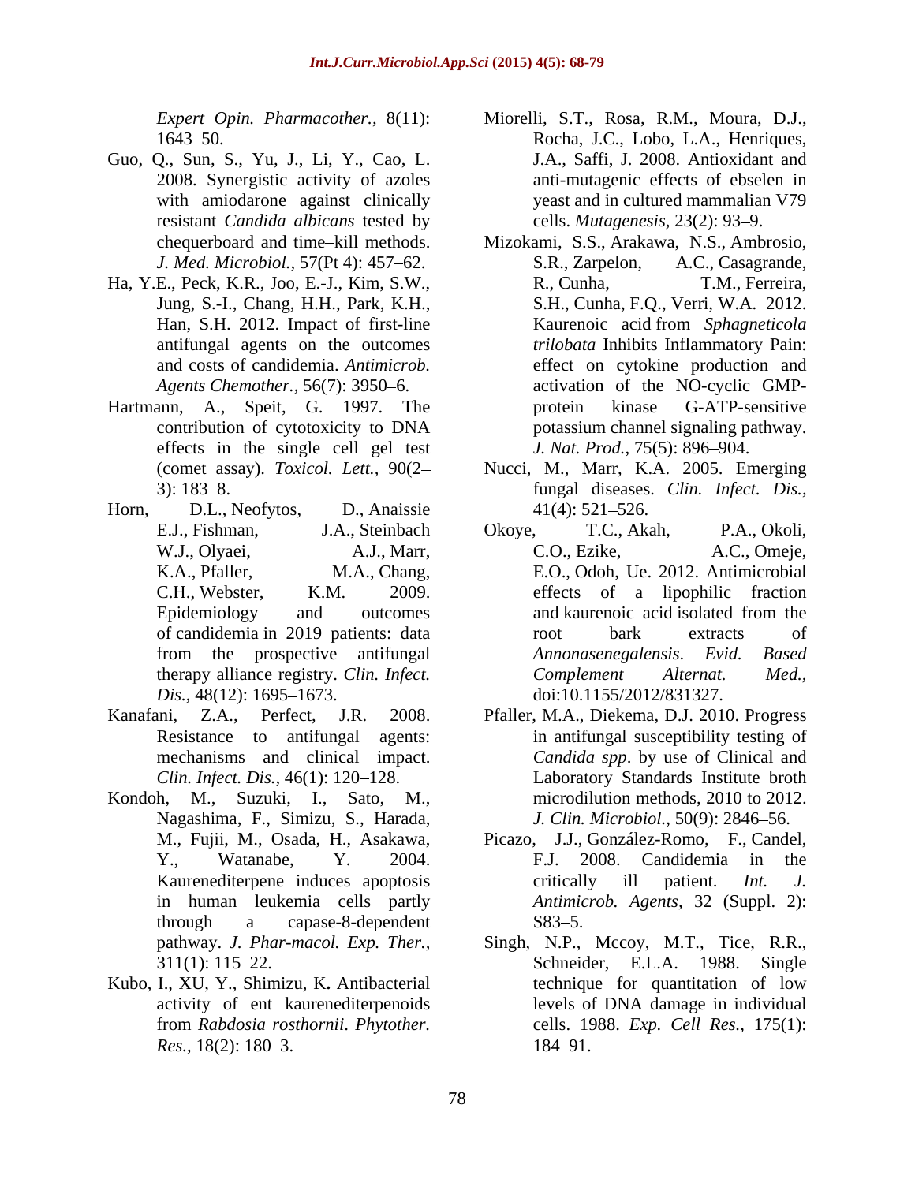*Expert Opin. Pharmacother.,* 8(11): 1643–50.

Guo, Q., Sun, S., Yu, J., Li, Y., Cao, L. 2008. Synergistic activity of azoles with amiodarone against clinically resistant *Candida albicans* tested by chequerboard and time–kill methods. *J. Med. Microbiol.,* 57(Pt 4): 457–62.

Ha, Y.E., Peck, K.R., Joo, E.-J., Kim, S.W., Jung, S.-I., Chang, H.H., Park, K.H., Han, S.H. 2012. Impact of first-line antifungal agents on the outcomes and costs of candidemia. *Antimicrob. Agents Chemother.,* 56(7): 3950–6.

Hartmann, A., Speit, G. 1997. The contribution of cytotoxicity to DNA effects in the single cell gel test (comet assay). *Toxicol. Lett.,* 90(2–3): 183–8.

Horn, D.L., Neofytos, D., Anaissie E.J., Fishman, J.A., Steinbach W.J., Olyaei, A.J., Marr, K.A., Pfaller, M.A., Chang, C.H., Webster, K.M. 2009. Epidemiology and outcomes of candidemia in 2019 patients: data from the prospective antifungal therapy alliance registry. *Clin. Infect. Dis.,* 48(12): 1695–1673.

Kanafani, Z.A., Perfect, J.R. 2008. Resistance to antifungal agents: mechanisms and clinical impact. *Clin. Infect. Dis.,* 46(1): 120–128.

Kondoh, M., Suzuki, I., Sato, M., Nagashima, F., Simizu, S., Harada, M., Fujii, M., Osada, H., Asakawa, Y., Watanabe, Y. 2004. Kaurenediterpene induces apoptosis in human leukemia cells partly through a capase-8-dependent pathway. *J. Phar-macol. Exp. Ther.,* 311(1): 115–22.

Kubo, I., XU, Y., Shimizu, K**.** Antibacterial activity of ent kaurenediterpenoids from *Rabdosia rosthornii*. *Phytother. Res.,* 18(2): 180–3.

Miorelli, S.T., Rosa, R.M., Moura, D.J., Rocha, J.C., Lobo, L.A., Henriques, J.A., Saffi, J. 2008. Antioxidant and anti-mutagenic effects of ebselen in yeast and in cultured mammalian V79 cells. *Mutagenesis,* 23(2): 93–9.

Mizokami, S.S., Arakawa, N.S., Ambrosio, S.R., Zarpelon, A.C., Casagrande, R., Cunha, T.M., Ferreira, S.H., Cunha, F.Q., Verri, W.A. 2012. Kaurenoic acid from *Sphagneticola trilobata* Inhibits Inflammatory Pain: effect on cytokine production and activation of the NO-cyclic GMP-protein kinase G-ATP-sensitive potassium channel signaling pathway. *J. Nat. Prod.,* 75(5): 896–904.

Nucci, M., Marr, K.A. 2005. Emerging fungal diseases. *Clin. Infect. Dis.,* 41(4): 521–526.

Okoye, T.C., Akah, P.A., Okoli, C.O., Ezike, A.C., Omeje, E.O., Odoh, Ue. 2012. Antimicrobial effects of a lipophilic fraction and kaurenoic acid isolated from the root bark extracts of *Annonasenegalensis*. *Evid. Based Complement Alternat. Med.,* doi:10.1155/2012/831327.

Pfaller, M.A., Diekema, D.J. 2010. Progress in antifungal susceptibility testing of *Candida spp*. by use of Clinical and Laboratory Standards Institute broth microdilution methods, 2010 to 2012. *J. Clin. Microbiol.,* 50(9): 2846–56.

Picazo, J.J., González-Romo, F., Candel, F.J. 2008. Candidemia in the critically ill patient. *Int. J. Antimicrob. Agents,* 32 (Suppl. 2): S83–5.

Singh, N.P., Mccoy, M.T., Tice, R.R., Schneider, E.L.A. 1988. Single technique for quantitation of low levels of DNA damage in individual cells. 1988. *Exp. Cell Res.,* 175(1): 184–91.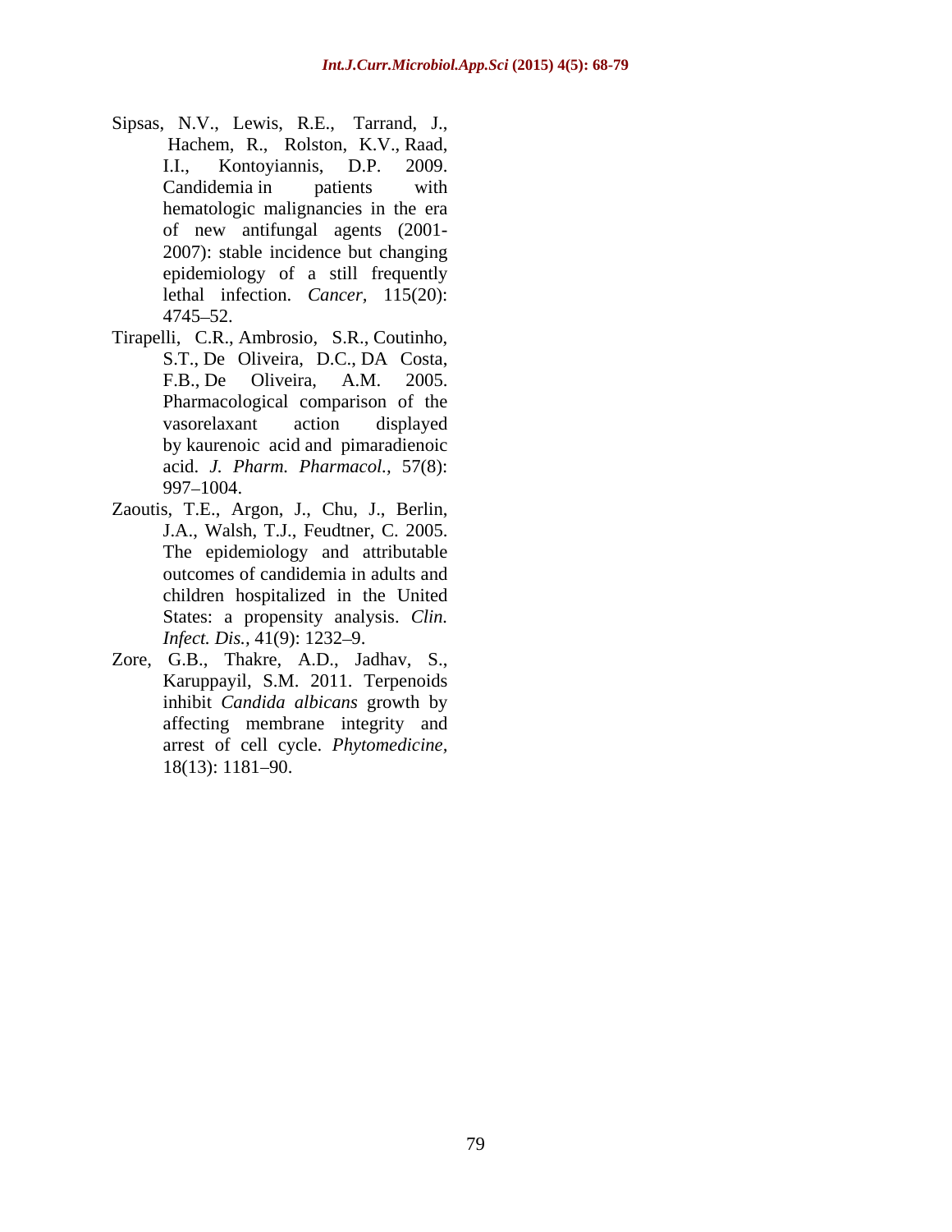Sipsas, N.V., Lewis, R.E., Tarrand, J., Hachem, R., Rolston, K.V., Raad, I.I., Kontoyiannis, D.P. 2009. Candidemia in patients with hematologic malignancies in the era of new antifungal agents (2001-2007): stable incidence but changing epidemiology of a still frequently lethal infection. *Cancer*, 115(20): 4745–52.

Tirapelli, C.R., Ambrosio, S.R., Coutinho, S.T., De Oliveira, D.C., DA Costa, F.B., De Oliveira, A.M. 2005. Pharmacological comparison of the vasorelaxant action displayed by kaurenoic acid and pimaradienoic acid. *J. Pharm. Pharmacol.*, 57(8): 997–1004.

Zaoutis, T.E., Argon, J., Chu, J., Berlin, J.A., Walsh, T.J., Feudtner, C. 2005. The epidemiology and attributable outcomes of candidemia in adults and children hospitalized in the United States: a propensity analysis. *Clin. Infect. Dis.*, 41(9): 1232–9.

Zore, G.B., Thakre, A.D., Jadhav, S., Karuppayil, S.M. 2011. Terpenoids inhibit *Candida albicans* growth by affecting membrane integrity and arrest of cell cycle. *Phytomedicine*, 18(13): 1181–90.